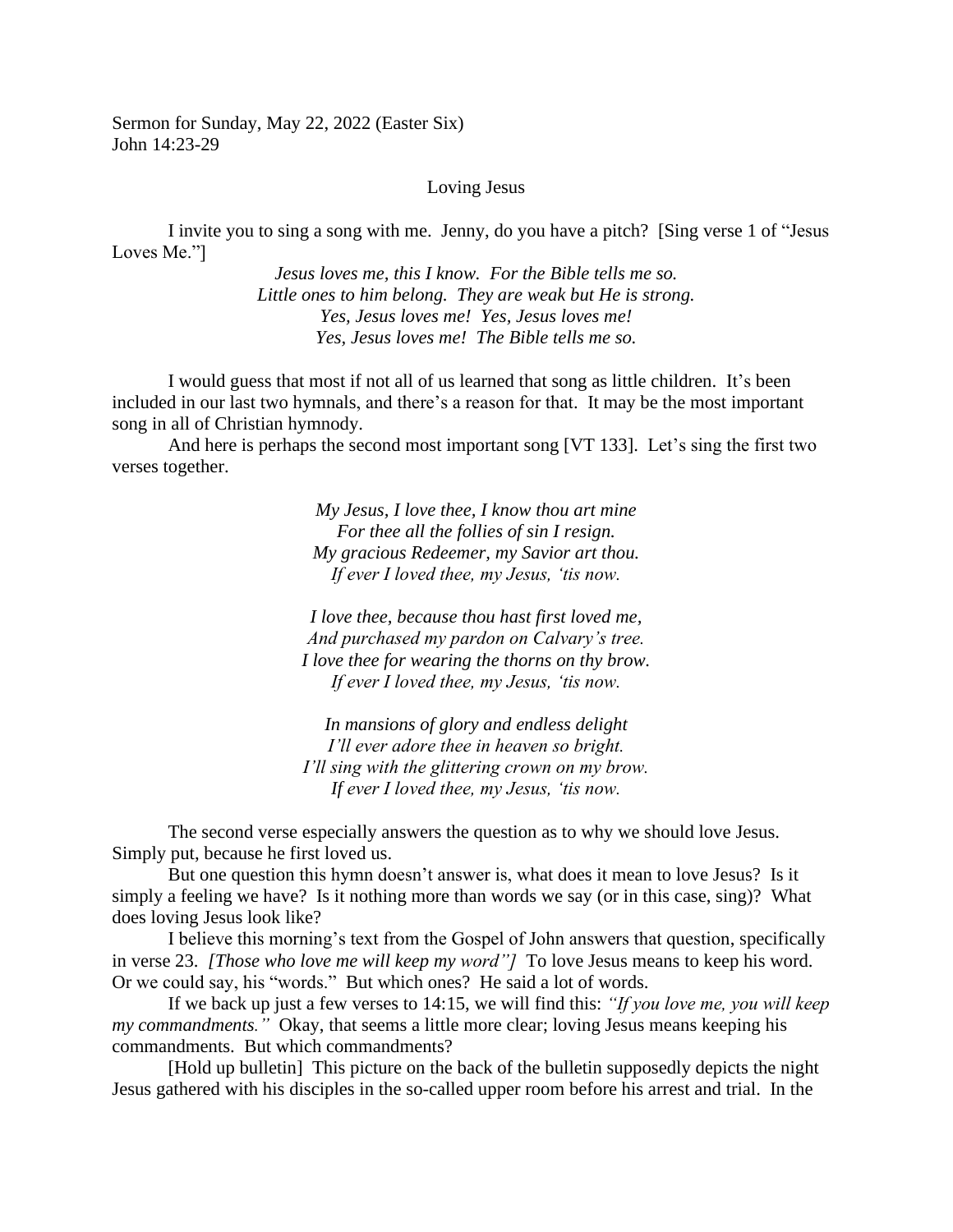Sermon for Sunday, May 22, 2022 (Easter Six)
John 14:23-29

## Loving Jesus

I invite you to sing a song with me. Jenny, do you have a pitch? [Sing verse 1 of "Jesus Loves Me."]

*Jesus loves me, this I know. For the Bible tells me so.*
*Little ones to him belong. They are weak but He is strong.*
*Yes, Jesus loves me! Yes, Jesus loves me!*
*Yes, Jesus loves me! The Bible tells me so.*

I would guess that most if not all of us learned that song as little children. It's been included in our last two hymnals, and there's a reason for that. It may be the most important song in all of Christian hymnody.

And here is perhaps the second most important song [VT 133]. Let's sing the first two verses together.

*My Jesus, I love thee, I know thou art mine*
*For thee all the follies of sin I resign.*
*My gracious Redeemer, my Savior art thou.*
*If ever I loved thee, my Jesus, 'tis now.*

*I love thee, because thou hast first loved me,*
*And purchased my pardon on Calvary's tree.*
*I love thee for wearing the thorns on thy brow.*
*If ever I loved thee, my Jesus, 'tis now.*

*In mansions of glory and endless delight*
*I'll ever adore thee in heaven so bright.*
*I'll sing with the glittering crown on my brow.*
*If ever I loved thee, my Jesus, 'tis now.*

The second verse especially answers the question as to why we should love Jesus. Simply put, because he first loved us.

But one question this hymn doesn't answer is, what does it mean to love Jesus? Is it simply a feeling we have? Is it nothing more than words we say (or in this case, sing)? What does loving Jesus look like?

I believe this morning's text from the Gospel of John answers that question, specifically in verse 23. *[Those who love me will keep my word"]* To love Jesus means to keep his word. Or we could say, his "words." But which ones? He said a lot of words.

If we back up just a few verses to 14:15, we will find this: *"If you love me, you will keep my commandments."* Okay, that seems a little more clear; loving Jesus means keeping his commandments. But which commandments?

[Hold up bulletin] This picture on the back of the bulletin supposedly depicts the night Jesus gathered with his disciples in the so-called upper room before his arrest and trial. In the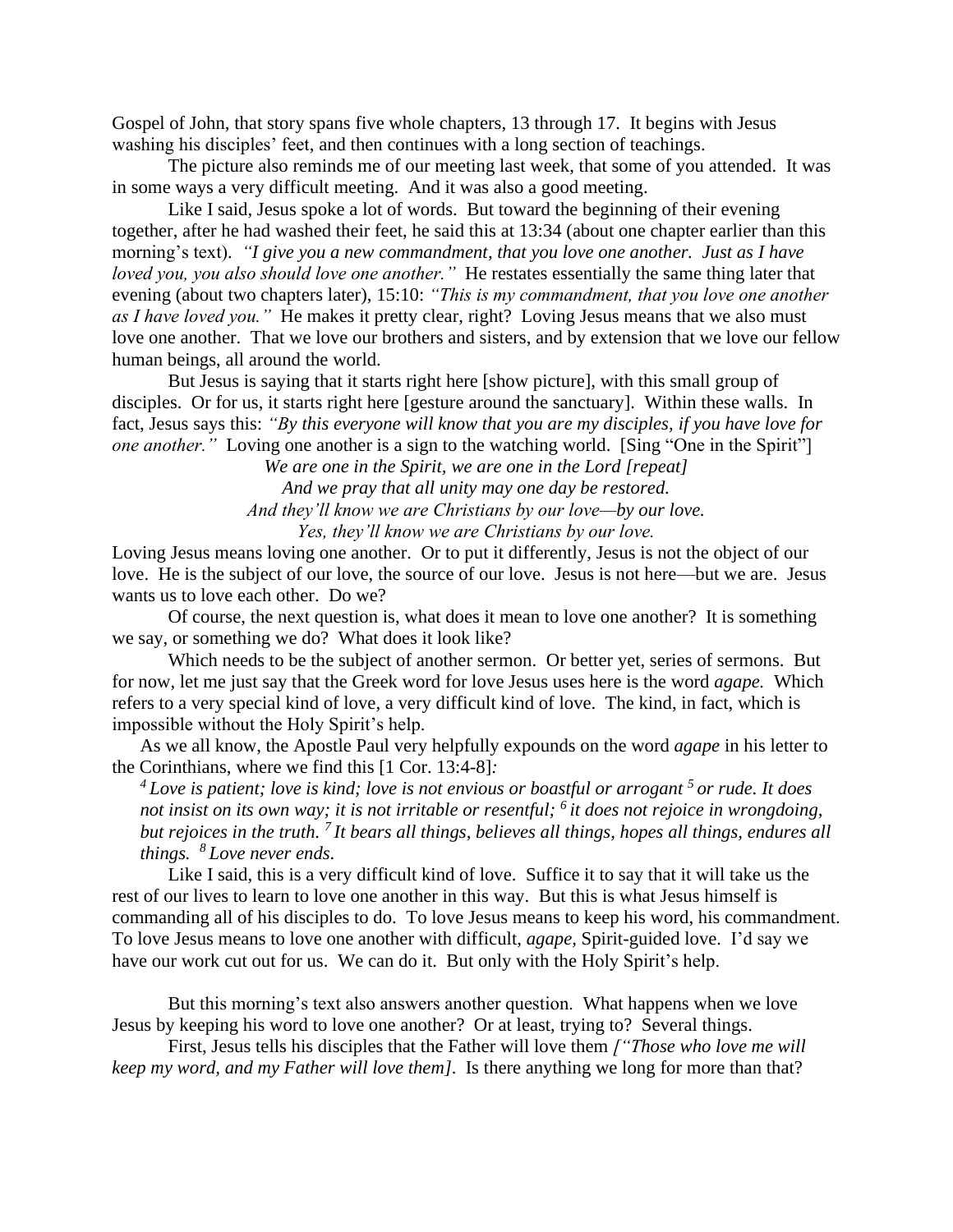Gospel of John, that story spans five whole chapters, 13 through 17. It begins with Jesus washing his disciples' feet, and then continues with a long section of teachings.

The picture also reminds me of our meeting last week, that some of you attended. It was in some ways a very difficult meeting. And it was also a good meeting.

Like I said, Jesus spoke a lot of words. But toward the beginning of their evening together, after he had washed their feet, he said this at 13:34 (about one chapter earlier than this morning's text). *"I give you a new commandment, that you love one another. Just as I have loved you, you also should love one another."* He restates essentially the same thing later that evening (about two chapters later), 15:10: *"This is my commandment, that you love one another as I have loved you."* He makes it pretty clear, right? Loving Jesus means that we also must love one another. That we love our brothers and sisters, and by extension that we love our fellow human beings, all around the world.

But Jesus is saying that it starts right here [show picture], with this small group of disciples. Or for us, it starts right here [gesture around the sanctuary]. Within these walls. In fact, Jesus says this: *"By this everyone will know that you are my disciples, if you have love for one another."* Loving one another is a sign to the watching world. [Sing "One in the Spirit"]

*We are one in the Spirit, we are one in the Lord [repeat]*
*And we pray that all unity may one day be restored.*
*And they'll know we are Christians by our love—by our love.*
*Yes, they'll know we are Christians by our love.*

Loving Jesus means loving one another. Or to put it differently, Jesus is not the object of our love. He is the subject of our love, the source of our love. Jesus is not here—but we are. Jesus wants us to love each other. Do we?

Of course, the next question is, what does it mean to love one another? It is something we say, or something we do? What does it look like?

Which needs to be the subject of another sermon. Or better yet, series of sermons. But for now, let me just say that the Greek word for love Jesus uses here is the word *agape.* Which refers to a very special kind of love, a very difficult kind of love. The kind, in fact, which is impossible without the Holy Spirit's help.

As we all know, the Apostle Paul very helpfully expounds on the word *agape* in his letter to the Corinthians, where we find this [1 Cor. 13:4-8]*:*

> *4 Love is patient; love is kind; love is not envious or boastful or arrogant 5 or rude. It does not insist on its own way; it is not irritable or resentful; 6 it does not rejoice in wrongdoing, but rejoices in the truth. 7 It bears all things, believes all things, hopes all things, endures all things. 8 Love never ends.*

Like I said, this is a very difficult kind of love. Suffice it to say that it will take us the rest of our lives to learn to love one another in this way. But this is what Jesus himself is commanding all of his disciples to do. To love Jesus means to keep his word, his commandment. To love Jesus means to love one another with difficult, *agape*, Spirit-guided love. I'd say we have our work cut out for us. We can do it. But only with the Holy Spirit's help.

But this morning's text also answers another question. What happens when we love Jesus by keeping his word to love one another? Or at least, trying to? Several things.

First, Jesus tells his disciples that the Father will love them *["Those who love me will keep my word, and my Father will love them]*. Is there anything we long for more than that?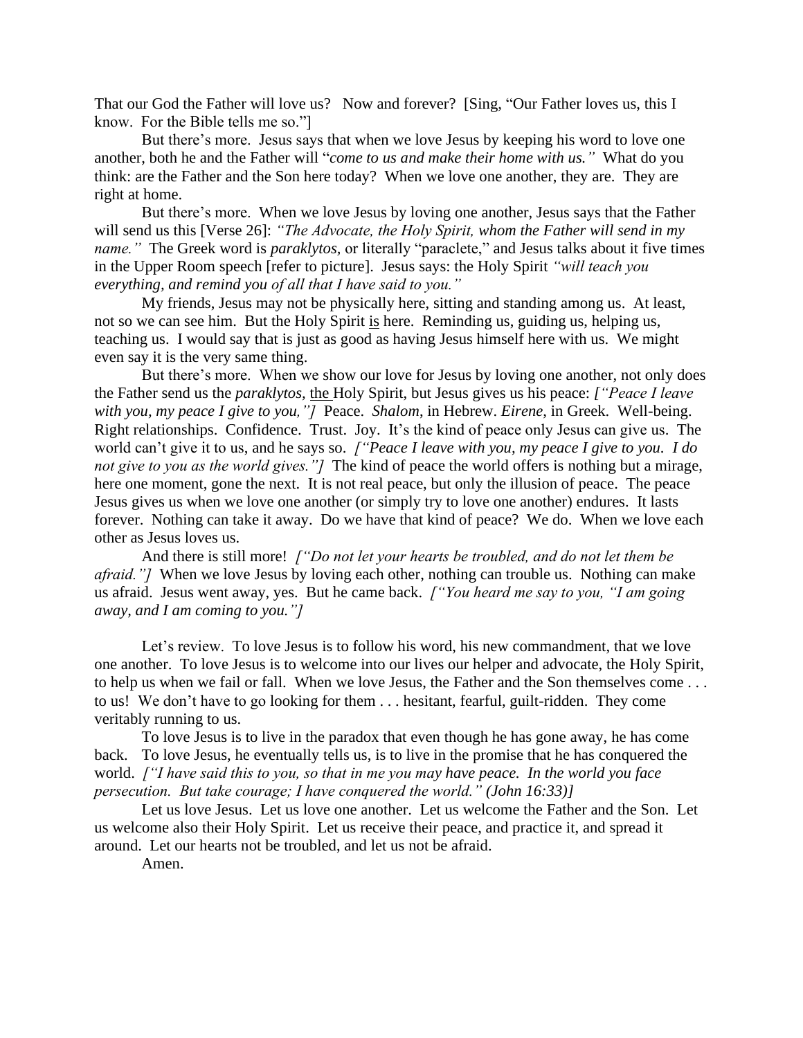That our God the Father will love us? Now and forever? [Sing, "Our Father loves us, this I know. For the Bible tells me so."]

But there's more. Jesus says that when we love Jesus by keeping his word to love one another, both he and the Father will "*come to us and make their home with us."* What do you think: are the Father and the Son here today? When we love one another, they are. They are right at home.

But there's more. When we love Jesus by loving one another, Jesus says that the Father will send us this [Verse 26]: *"The Advocate, the Holy Spirit, whom the Father will send in my name."* The Greek word is *paraklytos*, or literally "paraclete," and Jesus talks about it five times in the Upper Room speech [refer to picture]. Jesus says: the Holy Spirit *"will teach you everything, and remind you of all that I have said to you."*

My friends, Jesus may not be physically here, sitting and standing among us. At least, not so we can see him. But the Holy Spirit <u>is</u> here. Reminding us, guiding us, helping us, teaching us. I would say that is just as good as having Jesus himself here with us. We might even say it is the very same thing.

But there's more. When we show our love for Jesus by loving one another, not only does the Father send us the *paraklytos*, <u>the</u> Holy Spirit, but Jesus gives us his peace: *["Peace I leave with you, my peace I give to you,"]* Peace. *Shalom*, in Hebrew. *Eirene*, in Greek. Well-being. Right relationships. Confidence. Trust. Joy. It's the kind of peace only Jesus can give us. The world can't give it to us, and he says so. *["Peace I leave with you, my peace I give to you. I do not give to you as the world gives."]* The kind of peace the world offers is nothing but a mirage, here one moment, gone the next. It is not real peace, but only the illusion of peace. The peace Jesus gives us when we love one another (or simply try to love one another) endures. It lasts forever. Nothing can take it away. Do we have that kind of peace? We do. When we love each other as Jesus loves us.

And there is still more! *["Do not let your hearts be troubled, and do not let them be afraid."]* When we love Jesus by loving each other, nothing can trouble us. Nothing can make us afraid. Jesus went away, yes. But he came back. *["You heard me say to you, "I am going away, and I am coming to you."]*

Let's review. To love Jesus is to follow his word, his new commandment, that we love one another. To love Jesus is to welcome into our lives our helper and advocate, the Holy Spirit, to help us when we fail or fall. When we love Jesus, the Father and the Son themselves come . . . to us! We don't have to go looking for them . . . hesitant, fearful, guilt-ridden. They come veritably running to us.

To love Jesus is to live in the paradox that even though he has gone away, he has come back. To love Jesus, he eventually tells us, is to live in the promise that he has conquered the world. *["I have said this to you, so that in me you may have peace. In the world you face persecution. But take courage; I have conquered the world." (John 16:33)]*

Let us love Jesus. Let us love one another. Let us welcome the Father and the Son. Let us welcome also their Holy Spirit. Let us receive their peace, and practice it, and spread it around. Let our hearts not be troubled, and let us not be afraid.

Amen.